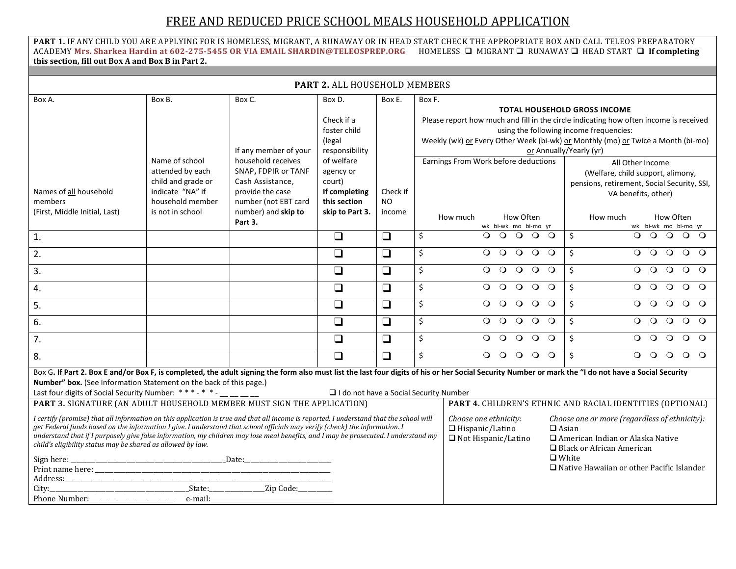# FREE AND REDUCED PRICE SCHOOL MEALS HOUSEHOLD APPLICATION

**PART 1.** IF ANY CHILD YOU ARE APPLYING FOR IS HOMELESS, MIGRANT, A RUNAWAY OR IN HEAD START CHECK THE APPROPRIATE BOX AND CALL TELEOS PREPARATORY ACADEMY **Mrs. Sharkea Hardin at 602-275-5455 OR VIA EMAIL SHARDIN@TELEOSPREP.ORG** HOMELESS ❑ MIGRANT ❑ RUNAWAY ❑ HEAD START ❑ **If completing this section, fill out Box A and Box B in Part 2.**

## PART 2. ALL HOUSEHOLD MEMBERS

| Box A. Names of all household members (First, Middle Initial, Last) | Box B. Name of school attended by each child and grade or indicate "NA" if household member is not in school | Box C. If any member of your household receives SNAP, FDPIR or TANF Cash Assistance, provide the case number (not EBT card number) and **skip to Part 3.** | Box D. Check if a foster child (legal responsibility of welfare agency or court) **If completing this section skip to Part 3.** | Box E. Check if NO income | Box F. **TOTAL HOUSEHOLD GROSS INCOME** Please report how much and fill in the circle indicating how often income is received using the following income frequencies: Weekly (wk) or Every Other Week (bi-wk) or Monthly (mo) or Twice a Month (bi-mo) or Annually/Yearly (yr) — Earnings From Work before deductions: How much / How Often (wk bi-wk mo bi-mo yr) | All Other Income (Welfare, child support, alimony, pensions, retirement, Social Security, SSI, VA benefits, other): How much / How Often (wk bi-wk mo bi-mo yr) |
|---|---|---|---|---|---|---|
| 1. | | | ❑ | ❑ | $ ❍ ❍ ❍ ❍ ❍ | $ ❍ ❍ ❍ ❍ ❍ |
| 2. | | | ❑ | ❑ | $ ❍ ❍ ❍ ❍ ❍ | $ ❍ ❍ ❍ ❍ ❍ |
| 3. | | | ❑ | ❑ | $ ❍ ❍ ❍ ❍ ❍ | $ ❍ ❍ ❍ ❍ ❍ |
| 4. | | | ❑ | ❑ | $ ❍ ❍ ❍ ❍ ❍ | $ ❍ ❍ ❍ ❍ ❍ |
| 5. | | | ❑ | ❑ | $ ❍ ❍ ❍ ❍ ❍ | $ ❍ ❍ ❍ ❍ ❍ |
| 6. | | | ❑ | ❑ | $ ❍ ❍ ❍ ❍ ❍ | $ ❍ ❍ ❍ ❍ ❍ |
| 7. | | | ❑ | ❑ | $ ❍ ❍ ❍ ❍ ❍ | $ ❍ ❍ ❍ ❍ ❍ |
| 8. | | | ❑ | ❑ | $ ❍ ❍ ❍ ❍ ❍ | $ ❍ ❍ ❍ ❍ ❍ |

Box G**. If Part 2. Box E and/or Box F, is completed, the adult signing the form also must list the last four digits of his or her Social Security Number or mark the "I do not have a Social Security Number" box.** (See Information Statement on the back of this page.)

Last four digits of Social Security Number: * * * - * * - __ __ __ __ ❑ I do not have a Social Security Number

## PART 3. SIGNATURE (AN ADULT HOUSEHOLD MEMBER MUST SIGN THE APPLICATION)

*I certify (promise) that all information on this application is true and that all income is reported. I understand that the school will get Federal funds based on the information I give. I understand that school officials may verify (check) the information. I understand that if I purposely give false information, my children may lose meal benefits, and I may be prosecuted. I understand my child's eligibility status may be shared as allowed by law.*

Sign here: ______________________________ Date: ________________

Print name here: ______________________________________________

Address: _____________________________________________________

City: ________________________ State: __________ Zip Code: ______

Phone Number: ________________ e-mail: ______________________

## PART 4. CHILDREN'S ETHNIC AND RACIAL IDENTITIES (OPTIONAL)

*Choose one ethnicity:*
- ❑ Hispanic/Latino
- ❑ Not Hispanic/Latino

*Choose one or more (regardless of ethnicity):*
- ❑ Asian
- ❑ American Indian or Alaska Native
- ❑ Black or African American
- ❑ White
- ❑ Native Hawaiian or other Pacific Islander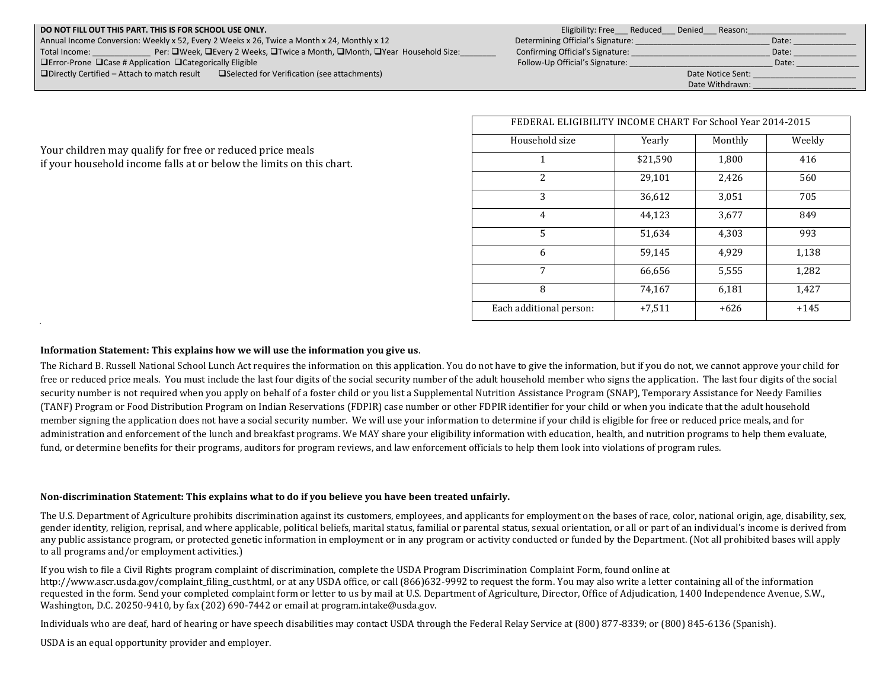**DO NOT FILL OUT THIS PART. THIS IS FOR SCHOOL USE ONLY.**

Annual Income Conversion: Weekly x 52, Every 2 Weeks x 26, Twice a Month x 24, Monthly x 12

Total Income: ______________ Per: ❑Week, ❑Every 2 Weeks, ❑Twice a Month, ❑Month, ❑Year Household Size:________

❑Error-Prone ❑Case # Application ❑Categorically Eligible

❑Directly Certified – Attach to match result ❑Selected for Verification (see attachments)

Eligibility: Free___ Reduced___ Denied___ Reason:_______________________

Determining Official's Signature: ________________________________ Date: ______________

Confirming Official's Signature: ________________________________ Date: ______________

Follow-Up Official's Signature: _________________________________ Date: ______________

Date Notice Sent: ________________________

Date Withdrawn: ________________________

Your children may qualify for free or reduced price meals if your household income falls at or below the limits on this chart.

| FEDERAL ELIGIBILITY INCOME CHART For School Year 2014-2015 | | | |
|---|---|---|---|
| Household size | Yearly | Monthly | Weekly |
| 1 | $21,590 | 1,800 | 416 |
| 2 | 29,101 | 2,426 | 560 |
| 3 | 36,612 | 3,051 | 705 |
| 4 | 44,123 | 3,677 | 849 |
| 5 | 51,634 | 4,303 | 993 |
| 6 | 59,145 | 4,929 | 1,138 |
| 7 | 66,656 | 5,555 | 1,282 |
| 8 | 74,167 | 6,181 | 1,427 |
| Each additional person: | +7,511 | +626 | +145 |

**Information Statement: This explains how we will use the information you give us**.

The Richard B. Russell National School Lunch Act requires the information on this application. You do not have to give the information, but if you do not, we cannot approve your child for free or reduced price meals. You must include the last four digits of the social security number of the adult household member who signs the application. The last four digits of the social security number is not required when you apply on behalf of a foster child or you list a Supplemental Nutrition Assistance Program (SNAP), Temporary Assistance for Needy Families (TANF) Program or Food Distribution Program on Indian Reservations (FDPIR) case number or other FDPIR identifier for your child or when you indicate that the adult household member signing the application does not have a social security number. We will use your information to determine if your child is eligible for free or reduced price meals, and for administration and enforcement of the lunch and breakfast programs. We MAY share your eligibility information with education, health, and nutrition programs to help them evaluate, fund, or determine benefits for their programs, auditors for program reviews, and law enforcement officials to help them look into violations of program rules.

**Non-discrimination Statement: This explains what to do if you believe you have been treated unfairly.**

The U.S. Department of Agriculture prohibits discrimination against its customers, employees, and applicants for employment on the bases of race, color, national origin, age, disability, sex, gender identity, religion, reprisal, and where applicable, political beliefs, marital status, familial or parental status, sexual orientation, or all or part of an individual's income is derived from any public assistance program, or protected genetic information in employment or in any program or activity conducted or funded by the Department. (Not all prohibited bases will apply to all programs and/or employment activities.)

If you wish to file a Civil Rights program complaint of discrimination, complete the USDA Program Discrimination Complaint Form, found online at http://www.ascr.usda.gov/complaint_filing_cust.html, or at any USDA office, or call (866)632-9992 to request the form. You may also write a letter containing all of the information requested in the form. Send your completed complaint form or letter to us by mail at U.S. Department of Agriculture, Director, Office of Adjudication, 1400 Independence Avenue, S.W., Washington, D.C. 20250-9410, by fax (202) 690-7442 or email at program.intake@usda.gov.

Individuals who are deaf, hard of hearing or have speech disabilities may contact USDA through the Federal Relay Service at (800) 877-8339; or (800) 845-6136 (Spanish).

USDA is an equal opportunity provider and employer.